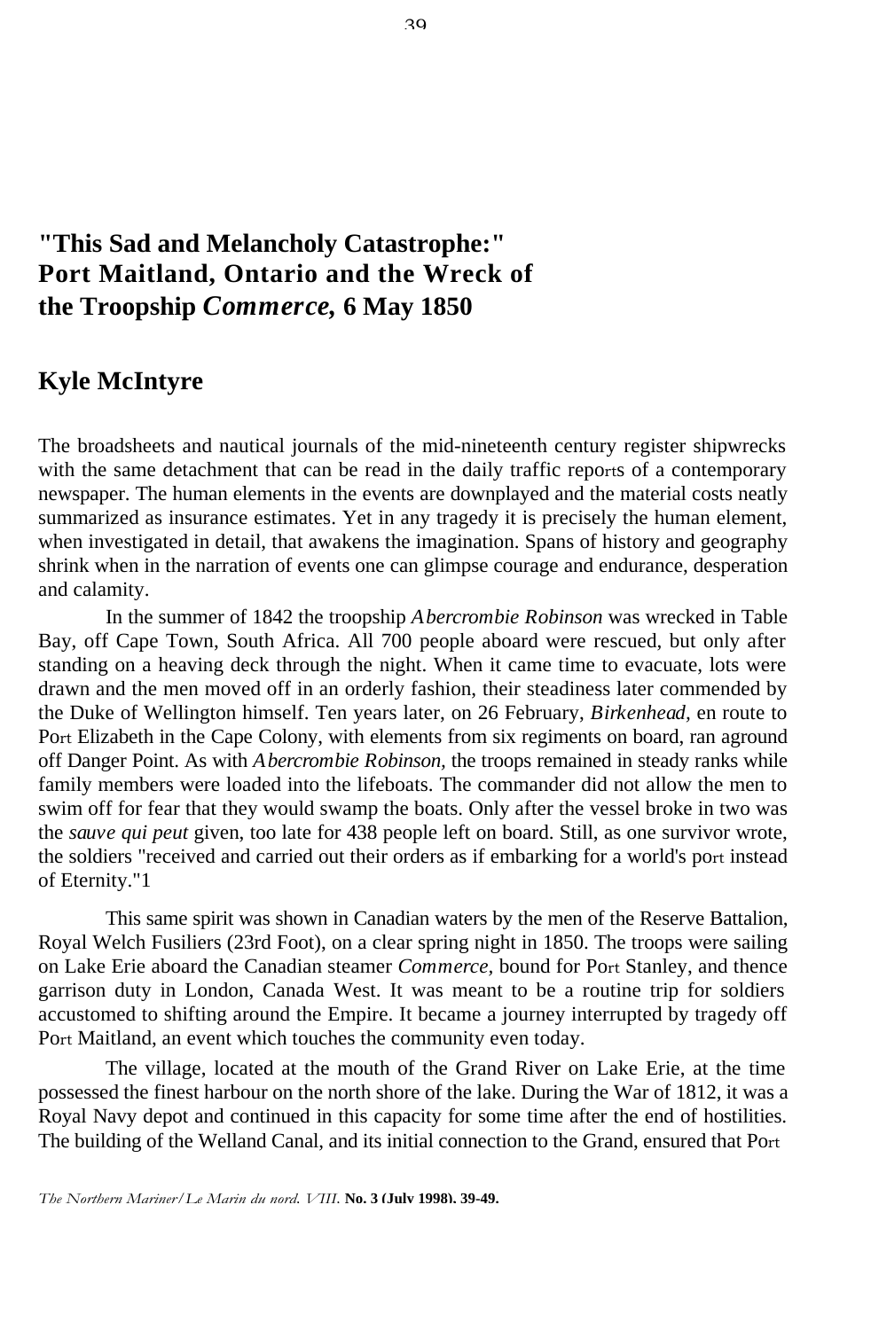# "This Sad and Melancholy Catastrophe:" Port Maitland, Ontario and the Wreck of the Troopship *Commerce,* 6 May 1850

## Kyle McIntyre

The broadsheets and nautical journals of the mid-nineteenth century register shipwrecks with the same detachment that can be read in the daily traffic reports of a contemporary newspaper. The human elements in the events are downplayed and the material costs neatly summarized as insurance estimates. Yet in any tragedy it is precisely the human element, when investigated in detail, that awakens the imagination. Spans of history and geography shrink when in the narration of events one can glimpse courage and endurance, desperation and calamity.

In the summer of 1842 the troopship *Abercrombie Robinson* was wrecked in Table Bay, off Cape Town, South Africa. All 700 people aboard were rescued, but only after standing on a heaving deck through the night. When it came time to evacuate, lots were drawn and the men moved off in an orderly fashion, their steadiness later commended by the Duke of Wellington himself. Ten years later, on 26 February, *Birkenhead,* en route to Port Elizabeth in the Cape Colony, with elements from six regiments on board, ran aground off Danger Point. As with *Abercrombie Robinson,* the troops remained in steady ranks while family members were loaded into the lifeboats. The commander did not allow the men to swim off for fear that they would swamp the boats. Only after the vessel broke in two was the *sauve qui peut* given, too late for 438 people left on board. Still, as one survivor wrote, the soldiers "received and carried out their orders as if embarking for a world's port instead of Eternity."[1]

This same spirit was shown in Canadian waters by the men of the Reserve Battalion, Royal Welch Fusiliers (23rd Foot), on a clear spring night in 1850. The troops were sailing on Lake Erie aboard the Canadian steamer *Commerce,* bound for Port Stanley, and thence garrison duty in London, Canada West. It was meant to be a routine trip for soldiers accustomed to shifting around the Empire. It became a journey interrupted by tragedy off Port Maitland, an event which touches the community even today.

The village, located at the mouth of the Grand River on Lake Erie, at the time possessed the finest harbour on the north shore of the lake. During the War of 1812, it was a Royal Navy depot and continued in this capacity for some time after the end of hostilities. The building of the Welland Canal, and its initial connection to the Grand, ensured that Port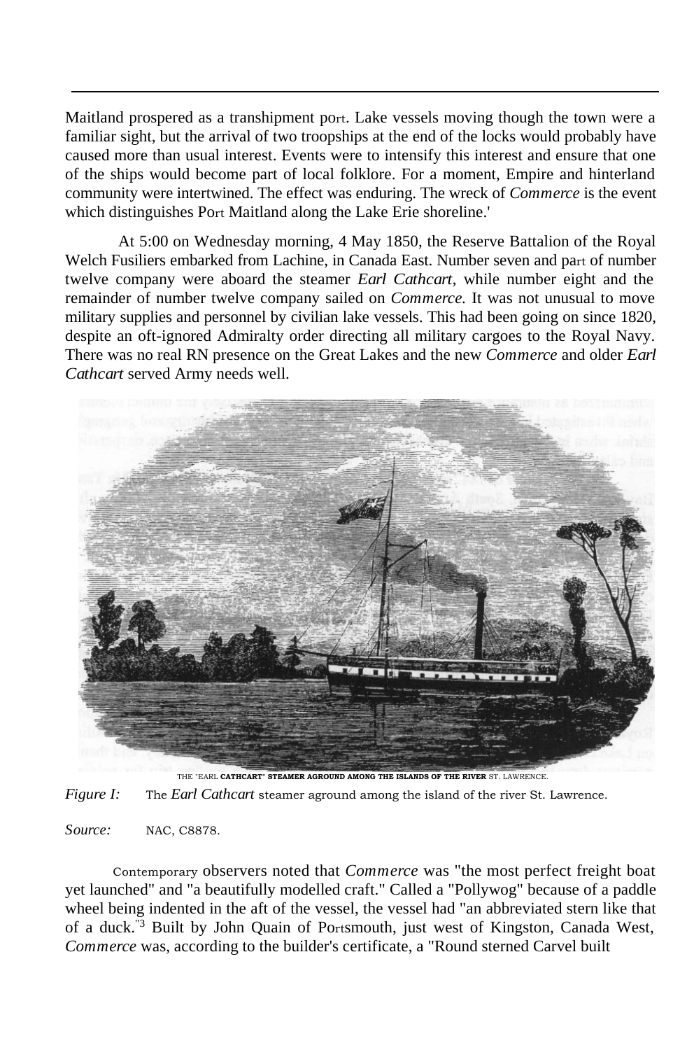Maitland prospered as a transhipment port. Lake vessels moving though the town were a familiar sight, but the arrival of two troopships at the end of the locks would probably have caused more than usual interest. Events were to intensify this interest and ensure that one of the ships would become part of local folklore. For a moment, Empire and hinterland community were intertwined. The effect was enduring. The wreck of *Commerce* is the event which distinguishes Port Maitland along the Lake Erie shoreline.'

At 5:00 on Wednesday morning, 4 May 1850, the Reserve Battalion of the Royal Welch Fusiliers embarked from Lachine, in Canada East. Number seven and part of number twelve company were aboard the steamer *Earl Cathcart,* while number eight and the remainder of number twelve company sailed on *Commerce.* It was not unusual to move military supplies and personnel by civilian lake vessels. This had been going on since 1820, despite an oft-ignored Admiralty order directing all military cargoes to the Royal Navy. There was no real RN presence on the Great Lakes and the new *Commerce* and older *Earl Cathcart* served Army needs well.

THE "EARL CATHCART" STEAMER AGROUND AMONG THE ISLANDS OF THE RIVER ST. LAWRENCE.

*Figure I:* The *Earl Cathcart* steamer aground among the island of the river St. Lawrence.

*Source:* NAC, C8878.

Contemporary observers noted that *Commerce* was "the most perfect freight boat yet launched" and "a beautifully modelled craft." Called a "Pollywog" because of a paddle wheel being indented in the aft of the vessel, the vessel had "an abbreviated stern like that of a duck."[3] Built by John Quain of Portsmouth, just west of Kingston, Canada West, *Commerce* was, according to the builder's certificate, a "Round sterned Carvel built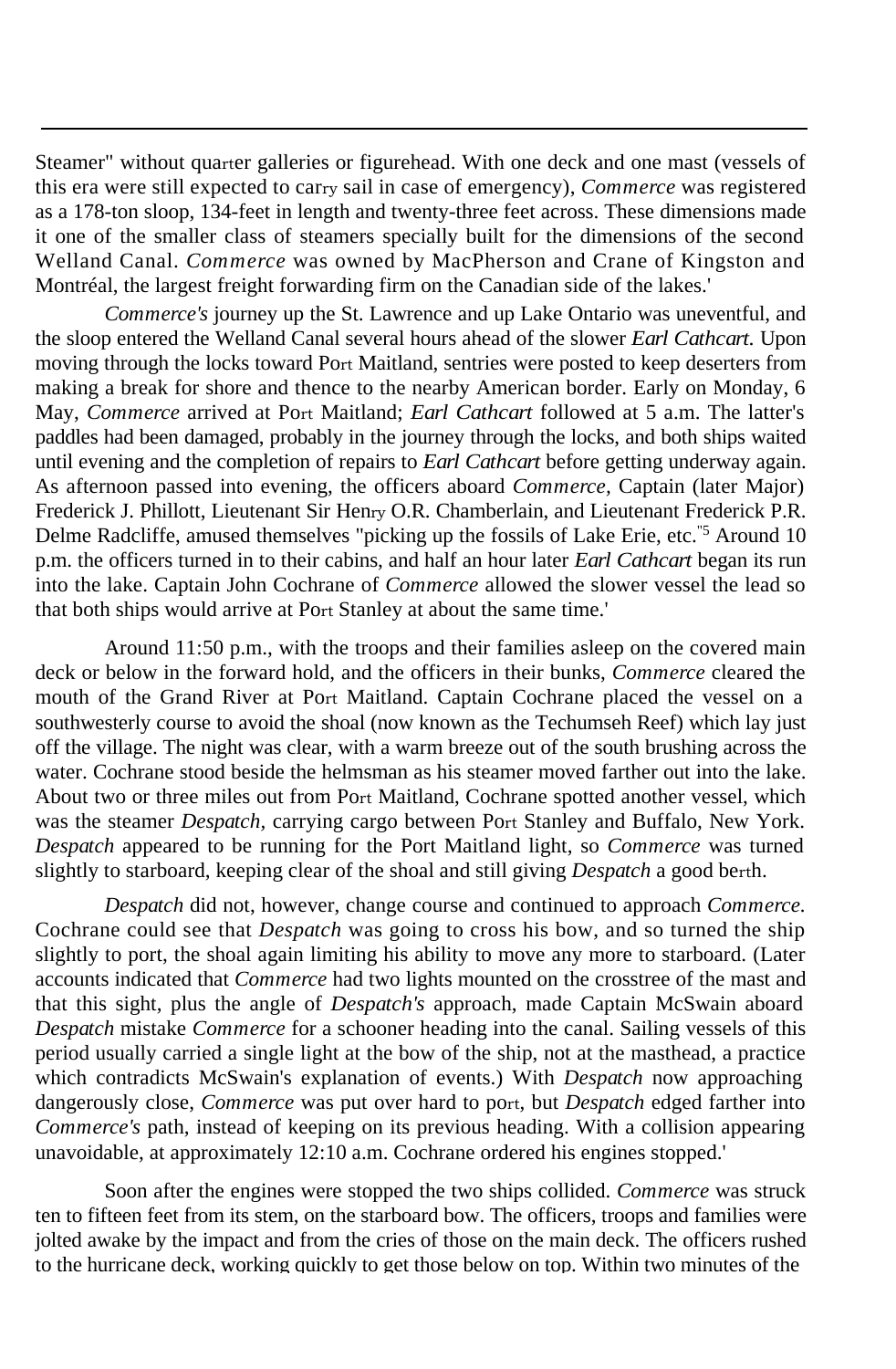Steamer" without quarter galleries or figurehead. With one deck and one mast (vessels of this era were still expected to carry sail in case of emergency), *Commerce* was registered as a 178-ton sloop, 134-feet in length and twenty-three feet across. These dimensions made it one of the smaller class of steamers specially built for the dimensions of the second Welland Canal. *Commerce* was owned by MacPherson and Crane of Kingston and Montréal, the largest freight forwarding firm on the Canadian side of the lakes.'

*Commerce's* journey up the St. Lawrence and up Lake Ontario was uneventful, and the sloop entered the Welland Canal several hours ahead of the slower *Earl Cathcart.* Upon moving through the locks toward Port Maitland, sentries were posted to keep deserters from making a break for shore and thence to the nearby American border. Early on Monday, 6 May, *Commerce* arrived at Port Maitland; *Earl Cathcart* followed at 5 a.m. The latter's paddles had been damaged, probably in the journey through the locks, and both ships waited until evening and the completion of repairs to *Earl Cathcart* before getting underway again. As afternoon passed into evening, the officers aboard *Commerce,* Captain (later Major) Frederick J. Phillott, Lieutenant Sir Henry O.R. Chamberlain, and Lieutenant Frederick P.R. Delme Radcliffe, amused themselves "picking up the fossils of Lake Erie, etc."[5] Around 10 p.m. the officers turned in to their cabins, and half an hour later *Earl Cathcart* began its run into the lake. Captain John Cochrane of *Commerce* allowed the slower vessel the lead so that both ships would arrive at Port Stanley at about the same time.'

Around 11:50 p.m., with the troops and their families asleep on the covered main deck or below in the forward hold, and the officers in their bunks, *Commerce* cleared the mouth of the Grand River at Port Maitland. Captain Cochrane placed the vessel on a southwesterly course to avoid the shoal (now known as the Techumseh Reef) which lay just off the village. The night was clear, with a warm breeze out of the south brushing across the water. Cochrane stood beside the helmsman as his steamer moved farther out into the lake. About two or three miles out from Port Maitland, Cochrane spotted another vessel, which was the steamer *Despatch,* carrying cargo between Port Stanley and Buffalo, New York. *Despatch* appeared to be running for the Port Maitland light, so *Commerce* was turned slightly to starboard, keeping clear of the shoal and still giving *Despatch* a good berth.

*Despatch* did not, however, change course and continued to approach *Commerce.* Cochrane could see that *Despatch* was going to cross his bow, and so turned the ship slightly to port, the shoal again limiting his ability to move any more to starboard. (Later accounts indicated that *Commerce* had two lights mounted on the crosstree of the mast and that this sight, plus the angle of *Despatch's* approach, made Captain McSwain aboard *Despatch* mistake *Commerce* for a schooner heading into the canal. Sailing vessels of this period usually carried a single light at the bow of the ship, not at the masthead, a practice which contradicts McSwain's explanation of events.) With *Despatch* now approaching dangerously close, *Commerce* was put over hard to port, but *Despatch* edged farther into *Commerce's* path, instead of keeping on its previous heading. With a collision appearing unavoidable, at approximately 12:10 a.m. Cochrane ordered his engines stopped.'

Soon after the engines were stopped the two ships collided. *Commerce* was struck ten to fifteen feet from its stem, on the starboard bow. The officers, troops and families were jolted awake by the impact and from the cries of those on the main deck. The officers rushed to the hurricane deck, working quickly to get those below on top. Within two minutes of the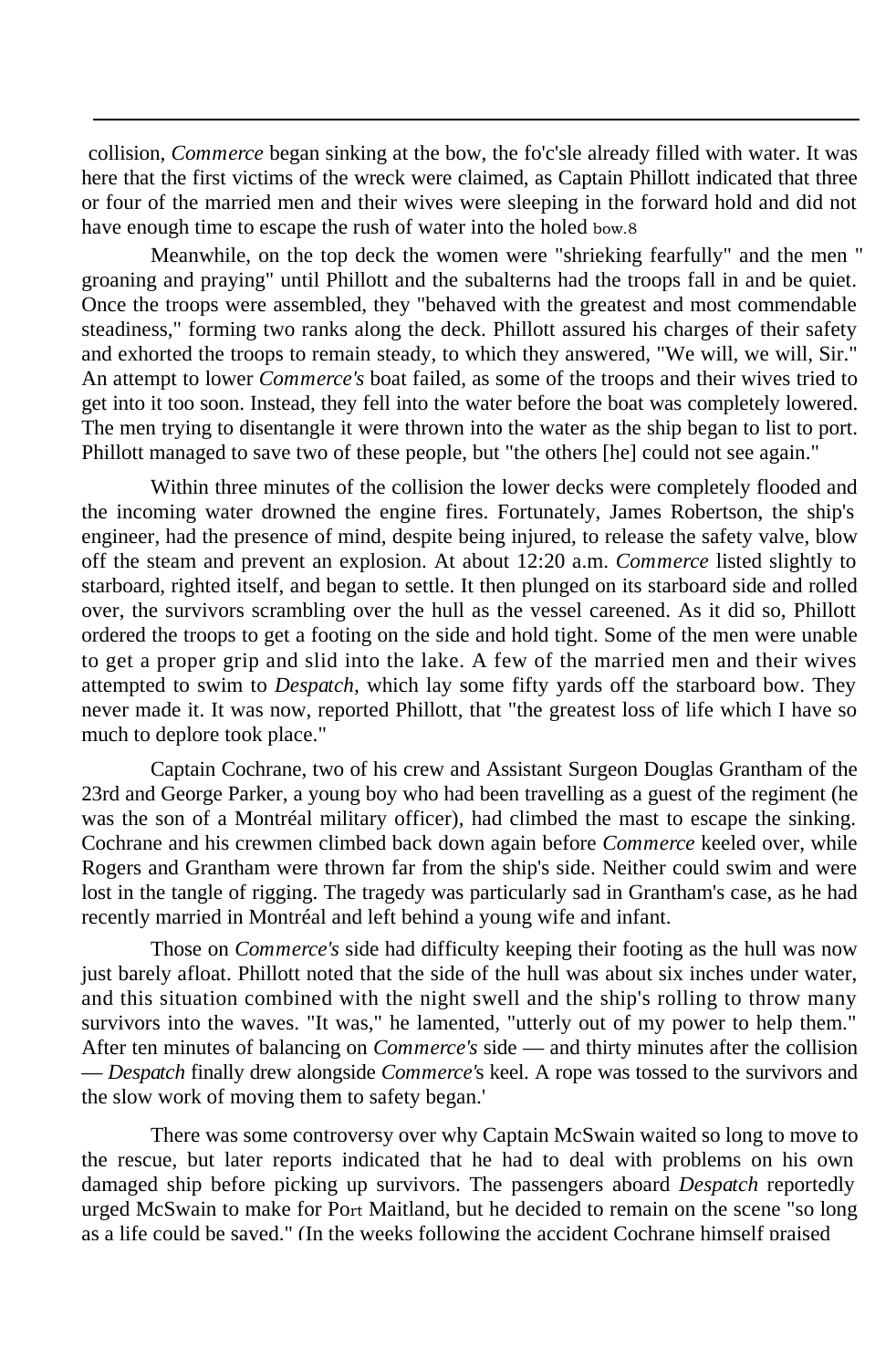collision, *Commerce* began sinking at the bow, the fo'c'sle already filled with water. It was here that the first victims of the wreck were claimed, as Captain Phillott indicated that three or four of the married men and their wives were sleeping in the forward hold and did not have enough time to escape the rush of water into the holed bow.8

Meanwhile, on the top deck the women were "shrieking fearfully" and the men " groaning and praying" until Phillott and the subalterns had the troops fall in and be quiet. Once the troops were assembled, they "behaved with the greatest and most commendable steadiness," forming two ranks along the deck. Phillott assured his charges of their safety and exhorted the troops to remain steady, to which they answered, "We will, we will, Sir." An attempt to lower *Commerce's* boat failed, as some of the troops and their wives tried to get into it too soon. Instead, they fell into the water before the boat was completely lowered. The men trying to disentangle it were thrown into the water as the ship began to list to port. Phillott managed to save two of these people, but "the others [he] could not see again."

Within three minutes of the collision the lower decks were completely flooded and the incoming water drowned the engine fires. Fortunately, James Robertson, the ship's engineer, had the presence of mind, despite being injured, to release the safety valve, blow off the steam and prevent an explosion. At about 12:20 a.m. *Commerce* listed slightly to starboard, righted itself, and began to settle. It then plunged on its starboard side and rolled over, the survivors scrambling over the hull as the vessel careened. As it did so, Phillott ordered the troops to get a footing on the side and hold tight. Some of the men were unable to get a proper grip and slid into the lake. A few of the married men and their wives attempted to swim to *Despatch*, which lay some fifty yards off the starboard bow. They never made it. It was now, reported Phillott, that "the greatest loss of life which I have so much to deplore took place."

Captain Cochrane, two of his crew and Assistant Surgeon Douglas Grantham of the 23rd and George Parker, a young boy who had been travelling as a guest of the regiment (he was the son of a Montréal military officer), had climbed the mast to escape the sinking. Cochrane and his crewmen climbed back down again before *Commerce* keeled over, while Rogers and Grantham were thrown far from the ship's side. Neither could swim and were lost in the tangle of rigging. The tragedy was particularly sad in Grantham's case, as he had recently married in Montréal and left behind a young wife and infant.

Those on *Commerce's* side had difficulty keeping their footing as the hull was now just barely afloat. Phillott noted that the side of the hull was about six inches under water, and this situation combined with the night swell and the ship's rolling to throw many survivors into the waves. "It was," he lamented, "utterly out of my power to help them." After ten minutes of balancing on *Commerce's* side — and thirty minutes after the collision — *Despatch* finally drew alongside *Commerce*'s keel. A rope was tossed to the survivors and the slow work of moving them to safety began.'

There was some controversy over why Captain McSwain waited so long to move to the rescue, but later reports indicated that he had to deal with problems on his own damaged ship before picking up survivors. The passengers aboard *Despatch* reportedly urged McSwain to make for Port Maitland, but he decided to remain on the scene "so long as a life could be saved." (In the weeks following the accident Cochrane himself praised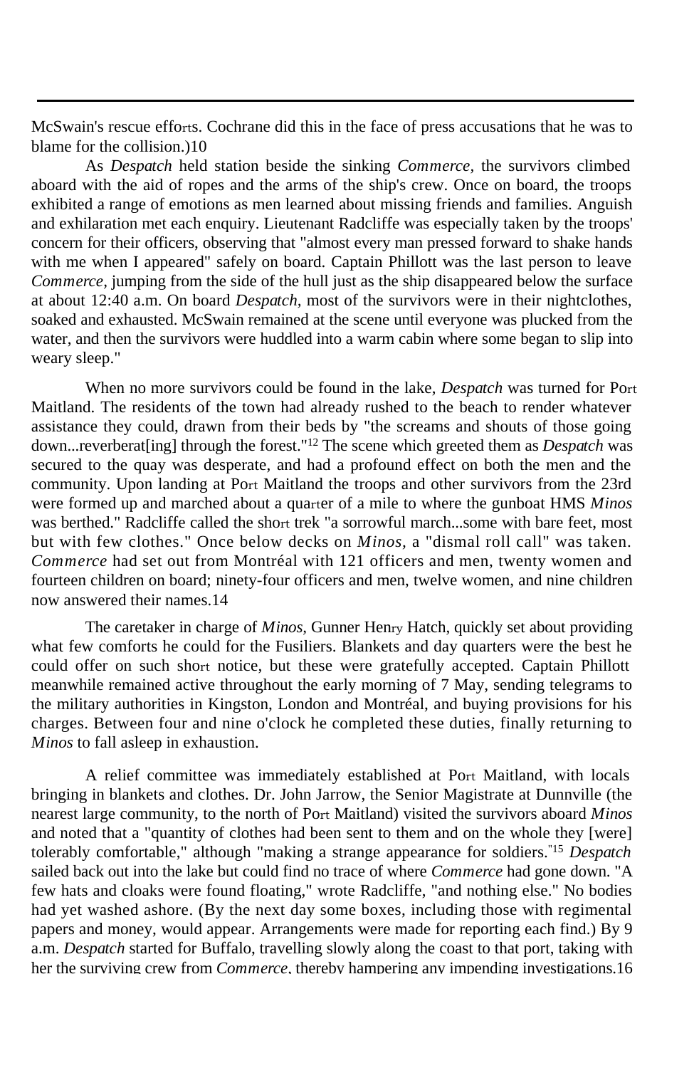McSwain's rescue efforts. Cochrane did this in the face of press accusations that he was to blame for the collision.)10

As *Despatch* held station beside the sinking *Commerce,* the survivors climbed aboard with the aid of ropes and the arms of the ship's crew. Once on board, the troops exhibited a range of emotions as men learned about missing friends and families. Anguish and exhilaration met each enquiry. Lieutenant Radcliffe was especially taken by the troops' concern for their officers, observing that "almost every man pressed forward to shake hands with me when I appeared" safely on board. Captain Phillott was the last person to leave *Commerce,* jumping from the side of the hull just as the ship disappeared below the surface at about 12:40 a.m. On board *Despatch,* most of the survivors were in their nightclothes, soaked and exhausted. McSwain remained at the scene until everyone was plucked from the water, and then the survivors were huddled into a warm cabin where some began to slip into weary sleep."

When no more survivors could be found in the lake, *Despatch* was turned for Port Maitland. The residents of the town had already rushed to the beach to render whatever assistance they could, drawn from their beds by "the screams and shouts of those going down...reverberat[ing] through the forest."[12] The scene which greeted them as *Despatch* was secured to the quay was desperate, and had a profound effect on both the men and the community. Upon landing at Port Maitland the troops and other survivors from the 23rd were formed up and marched about a quarter of a mile to where the gunboat HMS *Minos* was berthed." Radcliffe called the short trek "a sorrowful march...some with bare feet, most but with few clothes." Once below decks on *Minos,* a "dismal roll call" was taken. *Commerce* had set out from Montréal with 121 officers and men, twenty women and fourteen children on board; ninety-four officers and men, twelve women, and nine children now answered their names.14

The caretaker in charge of *Minos,* Gunner Henry Hatch, quickly set about providing what few comforts he could for the Fusiliers. Blankets and day quarters were the best he could offer on such short notice, but these were gratefully accepted. Captain Phillott meanwhile remained active throughout the early morning of 7 May, sending telegrams to the military authorities in Kingston, London and Montréal, and buying provisions for his charges. Between four and nine o'clock he completed these duties, finally returning to *Minos* to fall asleep in exhaustion.

A relief committee was immediately established at Port Maitland, with locals bringing in blankets and clothes. Dr. John Jarrow, the Senior Magistrate at Dunnville (the nearest large community, to the north of Port Maitland) visited the survivors aboard *Minos* and noted that a "quantity of clothes had been sent to them and on the whole they [were] tolerably comfortable," although "making a strange appearance for soldiers."[15] *Despatch* sailed back out into the lake but could find no trace of where *Commerce* had gone down. "A few hats and cloaks were found floating," wrote Radcliffe, "and nothing else." No bodies had yet washed ashore. (By the next day some boxes, including those with regimental papers and money, would appear. Arrangements were made for reporting each find.) By 9 a.m. *Despatch* started for Buffalo, travelling slowly along the coast to that port, taking with her the surviving crew from *Commerce*, thereby hampering any impending investigations.16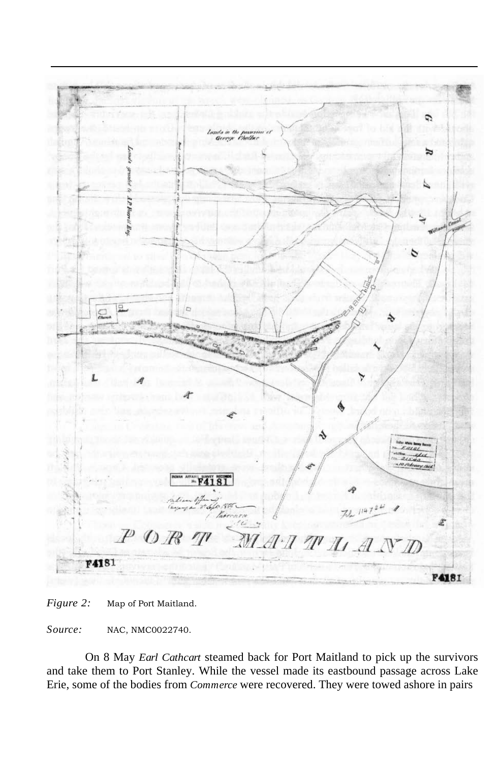Figure 2: Map of Port Maitland.

Source: NAC, NMC0022740.

On 8 May *Earl Cathcart* steamed back for Port Maitland to pick up the survivors and take them to Port Stanley. While the vessel made its eastbound passage across Lake Erie, some of the bodies from *Commerce* were recovered. They were towed ashore in pairs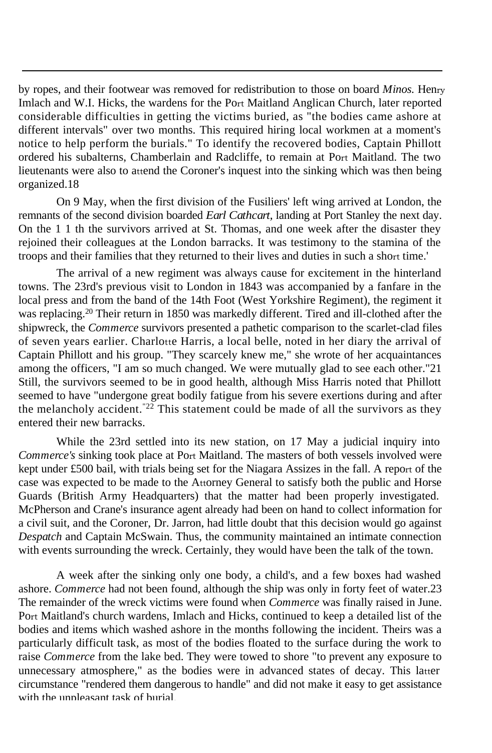by ropes, and their footwear was removed for redistribution to those on board *Minos.* Henry Imlach and W.I. Hicks, the wardens for the Port Maitland Anglican Church, later reported considerable difficulties in getting the victims buried, as "the bodies came ashore at different intervals" over two months. This required hiring local workmen at a moment's notice to help perform the burials." To identify the recovered bodies, Captain Phillott ordered his subalterns, Chamberlain and Radcliffe, to remain at Port Maitland. The two lieutenants were also to attend the Coroner's inquest into the sinking which was then being organized.18

On 9 May, when the first division of the Fusiliers' left wing arrived at London, the remnants of the second division boarded *Earl Cathcart,* landing at Port Stanley the next day. On the 1 1 th the survivors arrived at St. Thomas, and one week after the disaster they rejoined their colleagues at the London barracks. It was testimony to the stamina of the troops and their families that they returned to their lives and duties in such a short time.'

The arrival of a new regiment was always cause for excitement in the hinterland towns. The 23rd's previous visit to London in 1843 was accompanied by a fanfare in the local press and from the band of the 14th Foot (West Yorkshire Regiment), the regiment it was replacing.[20] Their return in 1850 was markedly different. Tired and ill-clothed after the shipwreck, the *Commerce* survivors presented a pathetic comparison to the scarlet-clad files of seven years earlier. Charlotte Harris, a local belle, noted in her diary the arrival of Captain Phillott and his group. "They scarcely knew me," she wrote of her acquaintances among the officers, "I am so much changed. We were mutually glad to see each other."21 Still, the survivors seemed to be in good health, although Miss Harris noted that Phillott seemed to have "undergone great bodily fatigue from his severe exertions during and after the melancholy accident."[22] This statement could be made of all the survivors as they entered their new barracks.

While the 23rd settled into its new station, on 17 May a judicial inquiry into *Commerce's* sinking took place at Port Maitland. The masters of both vessels involved were kept under £500 bail, with trials being set for the Niagara Assizes in the fall. A report of the case was expected to be made to the Attorney General to satisfy both the public and Horse Guards (British Army Headquarters) that the matter had been properly investigated. McPherson and Crane's insurance agent already had been on hand to collect information for a civil suit, and the Coroner, Dr. Jarron, had little doubt that this decision would go against *Despatch* and Captain McSwain. Thus, the community maintained an intimate connection with events surrounding the wreck. Certainly, they would have been the talk of the town.

A week after the sinking only one body, a child's, and a few boxes had washed ashore. *Commerce* had not been found, although the ship was only in forty feet of water.23 The remainder of the wreck victims were found when *Commerce* was finally raised in June. Port Maitland's church wardens, Imlach and Hicks, continued to keep a detailed list of the bodies and items which washed ashore in the months following the incident. Theirs was a particularly difficult task, as most of the bodies floated to the surface during the work to raise *Commerce* from the lake bed. They were towed to shore "to prevent any exposure to unnecessary atmosphere," as the bodies were in advanced states of decay. This latter circumstance "rendered them dangerous to handle" and did not make it easy to get assistance with the unpleasant task of burial.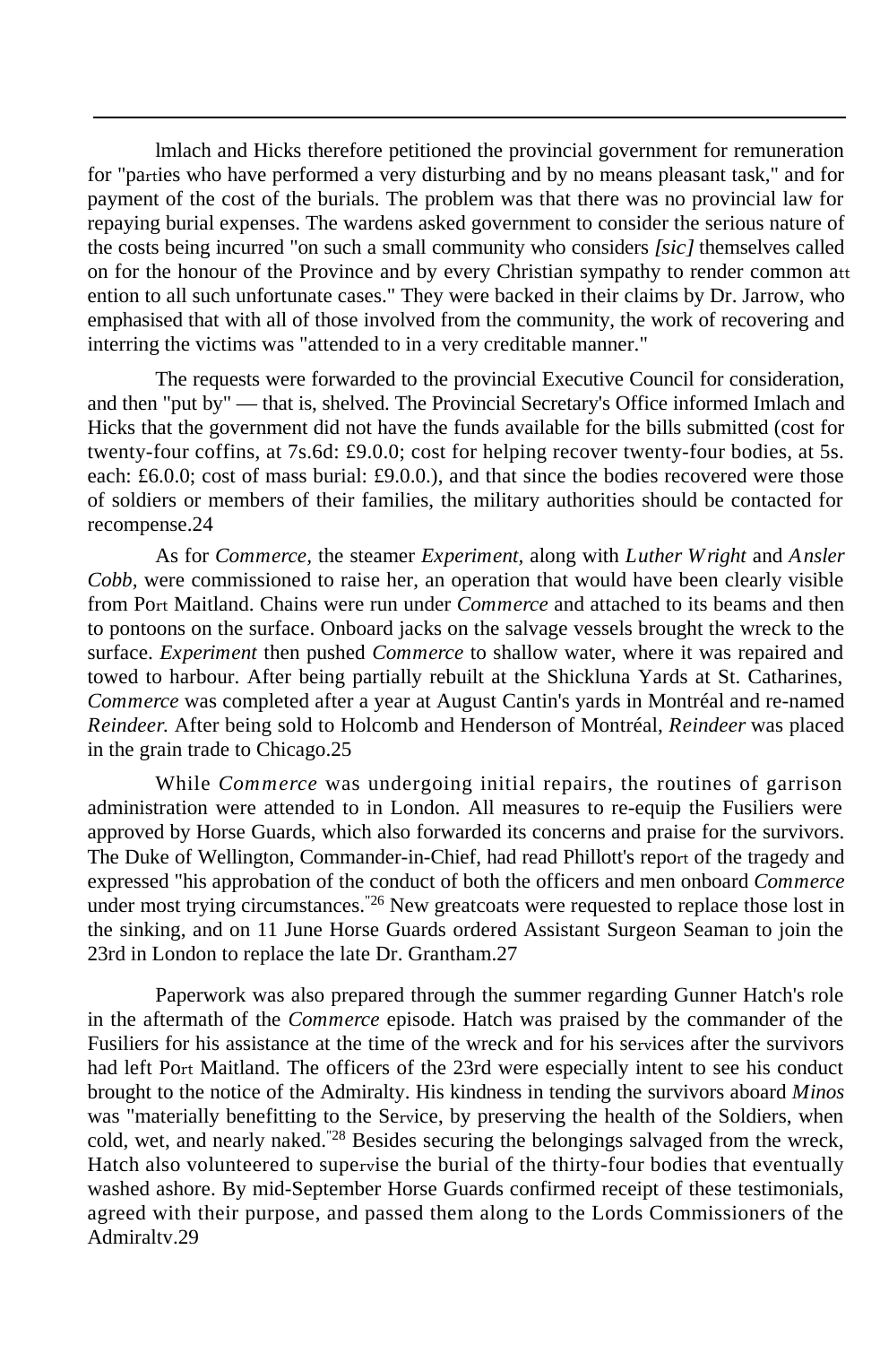lmlach and Hicks therefore petitioned the provincial government for remuneration for "parties who have performed a very disturbing and by no means pleasant task," and for payment of the cost of the burials. The problem was that there was no provincial law for repaying burial expenses. The wardens asked government to consider the serious nature of the costs being incurred "on such a small community who considers *[sic]* themselves called on for the honour of the Province and by every Christian sympathy to render common attention to all such unfortunate cases." They were backed in their claims by Dr. Jarrow, who emphasised that with all of those involved from the community, the work of recovering and interring the victims was "attended to in a very creditable manner."

The requests were forwarded to the provincial Executive Council for consideration, and then "put by" — that is, shelved. The Provincial Secretary's Office informed Imlach and Hicks that the government did not have the funds available for the bills submitted (cost for twenty-four coffins, at 7s.6d: £9.0.0; cost for helping recover twenty-four bodies, at 5s. each: £6.0.0; cost of mass burial: £9.0.0.), and that since the bodies recovered were those of soldiers or members of their families, the military authorities should be contacted for recompense.24

As for *Commerce,* the steamer *Experiment,* along with *Luther Wright* and *Ansler Cobb,* were commissioned to raise her, an operation that would have been clearly visible from Port Maitland. Chains were run under *Commerce* and attached to its beams and then to pontoons on the surface. Onboard jacks on the salvage vessels brought the wreck to the surface. *Experiment* then pushed *Commerce* to shallow water, where it was repaired and towed to harbour. After being partially rebuilt at the Shickluna Yards at St. Catharines, *Commerce* was completed after a year at August Cantin's yards in Montréal and re-named *Reindeer.* After being sold to Holcomb and Henderson of Montréal, *Reindeer* was placed in the grain trade to Chicago.25

While *Commerce* was undergoing initial repairs, the routines of garrison administration were attended to in London. All measures to re-equip the Fusiliers were approved by Horse Guards, which also forwarded its concerns and praise for the survivors. The Duke of Wellington, Commander-in-Chief, had read Phillott's report of the tragedy and expressed "his approbation of the conduct of both the officers and men onboard *Commerce* under most trying circumstances."[26] New greatcoats were requested to replace those lost in the sinking, and on 11 June Horse Guards ordered Assistant Surgeon Seaman to join the 23rd in London to replace the late Dr. Grantham.27

Paperwork was also prepared through the summer regarding Gunner Hatch's role in the aftermath of the *Commerce* episode. Hatch was praised by the commander of the Fusiliers for his assistance at the time of the wreck and for his services after the survivors had left Port Maitland. The officers of the 23rd were especially intent to see his conduct brought to the notice of the Admiralty. His kindness in tending the survivors aboard *Minos* was "materially benefitting to the Service, by preserving the health of the Soldiers, when cold, wet, and nearly naked."[28] Besides securing the belongings salvaged from the wreck, Hatch also volunteered to supervise the burial of the thirty-four bodies that eventually washed ashore. By mid-September Horse Guards confirmed receipt of these testimonials, agreed with their purpose, and passed them along to the Lords Commissioners of the Admiralty.29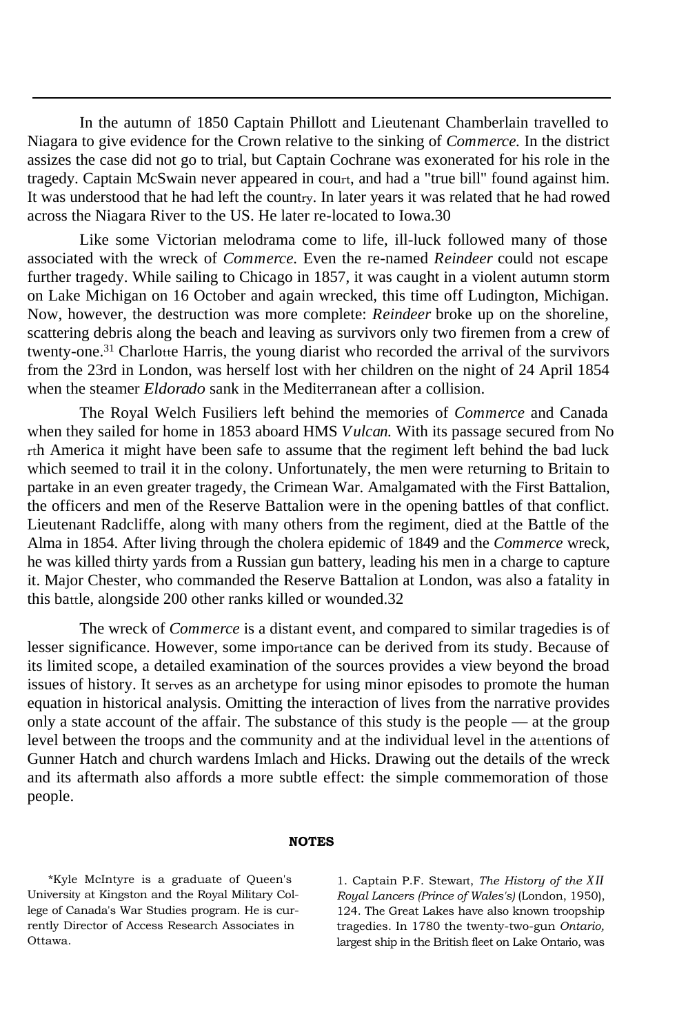In the autumn of 1850 Captain Phillott and Lieutenant Chamberlain travelled to Niagara to give evidence for the Crown relative to the sinking of *Commerce.* In the district assizes the case did not go to trial, but Captain Cochrane was exonerated for his role in the tragedy. Captain McSwain never appeared in court, and had a "true bill" found against him. It was understood that he had left the country. In later years it was related that he had rowed across the Niagara River to the US. He later re-located to Iowa.[30]

Like some Victorian melodrama come to life, ill-luck followed many of those associated with the wreck of *Commerce.* Even the re-named *Reindeer* could not escape further tragedy. While sailing to Chicago in 1857, it was caught in a violent autumn storm on Lake Michigan on 16 October and again wrecked, this time off Ludington, Michigan. Now, however, the destruction was more complete: *Reindeer* broke up on the shoreline, scattering debris along the beach and leaving as survivors only two firemen from a crew of twenty-one.[31] Charlotte Harris, the young diarist who recorded the arrival of the survivors from the 23rd in London, was herself lost with her children on the night of 24 April 1854 when the steamer *Eldorado* sank in the Mediterranean after a collision.

The Royal Welch Fusiliers left behind the memories of *Commerce* and Canada when they sailed for home in 1853 aboard HMS *Vulcan.* With its passage secured from North America it might have been safe to assume that the regiment left behind the bad luck which seemed to trail it in the colony. Unfortunately, the men were returning to Britain to partake in an even greater tragedy, the Crimean War. Amalgamated with the First Battalion, the officers and men of the Reserve Battalion were in the opening battles of that conflict. Lieutenant Radcliffe, along with many others from the regiment, died at the Battle of the Alma in 1854. After living through the cholera epidemic of 1849 and the *Commerce* wreck, he was killed thirty yards from a Russian gun battery, leading his men in a charge to capture it. Major Chester, who commanded the Reserve Battalion at London, was also a fatality in this battle, alongside 200 other ranks killed or wounded.[32]

The wreck of *Commerce* is a distant event, and compared to similar tragedies is of lesser significance. However, some importance can be derived from its study. Because of its limited scope, a detailed examination of the sources provides a view beyond the broad issues of history. It serves as an archetype for using minor episodes to promote the human equation in historical analysis. Omitting the interaction of lives from the narrative provides only a state account of the affair. The substance of this study is the people — at the group level between the troops and the community and at the individual level in the attentions of Gunner Hatch and church wardens Imlach and Hicks. Drawing out the details of the wreck and its aftermath also affords a more subtle effect: the simple commemoration of those people.

**NOTES**

*Kyle McIntyre is a graduate of Queen's University at Kingston and the Royal Military College of Canada's War Studies program. He is currently Director of Access Research Associates in Ottawa.

1. Captain P.F. Stewart, *The History of the XII Royal Lancers (Prince of Wales's)* (London, 1950), 124. The Great Lakes have also known troopship tragedies. In 1780 the twenty-two-gun *Ontario,* largest ship in the British fleet on Lake Ontario, was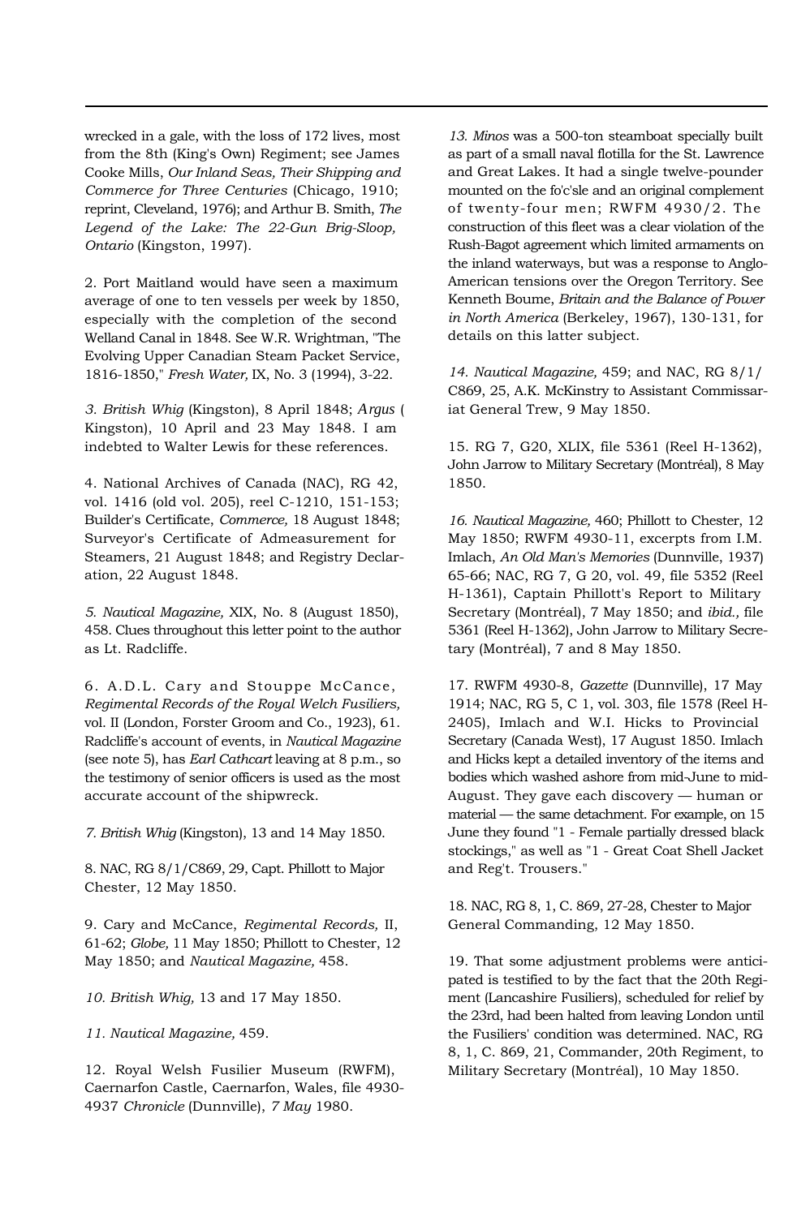wrecked in a gale, with the loss of 172 lives, most from the 8th (King's Own) Regiment; see James Cooke Mills, *Our Inland Seas, Their Shipping and Commerce for Three Centuries* (Chicago, 1910; reprint, Cleveland, 1976); and Arthur B. Smith, *The Legend of the Lake: The 22-Gun Brig-Sloop, Ontario* (Kingston, 1997).

2. Port Maitland would have seen a maximum average of one to ten vessels per week by 1850, especially with the completion of the second Welland Canal in 1848. See W.R. Wrightman, "The Evolving Upper Canadian Steam Packet Service, 1816-1850," *Fresh Water,* IX, No. 3 (1994), 3-22.

3. *British Whig* (Kingston), 8 April 1848; *Argus* (Kingston), 10 April and 23 May 1848. I am indebted to Walter Lewis for these references.

4. National Archives of Canada (NAC), RG 42, vol. 1416 (old vol. 205), reel C-1210, 151-153; Builder's Certificate, *Commerce,* 18 August 1848; Surveyor's Certificate of Admeasurement for Steamers, 21 August 1848; and Registry Declaration, 22 August 1848.

5. *Nautical Magazine,* XIX, No. 8 (August 1850), 458. Clues throughout this letter point to the author as Lt. Radcliffe.

6. A.D.L. Cary and Stouppe McCance, *Regimental Records of the Royal Welch Fusiliers,* vol. II (London, Forster Groom and Co., 1923), 61. Radcliffe's account of events, in *Nautical Magazine* (see note 5), has *Earl Cathcart* leaving at 8 p.m., so the testimony of senior officers is used as the most accurate account of the shipwreck.

7. *British Whig* (Kingston), 13 and 14 May 1850.

8. NAC, RG 8/1/C869, 29, Capt. Phillott to Major Chester, 12 May 1850.

9. Cary and McCance, *Regimental Records,* II, 61-62; *Globe,* 11 May 1850; Phillott to Chester, 12 May 1850; and *Nautical Magazine,* 458.

10. *British Whig,* 13 and 17 May 1850.

11. *Nautical Magazine,* 459.

12. Royal Welsh Fusilier Museum (RWFM), Caernarfon Castle, Caernarfon, Wales, file 4930-4937 *Chronicle* (Dunnville), *7 May* 1980.

13. *Minos* was a 500-ton steamboat specially built as part of a small naval flotilla for the St. Lawrence and Great Lakes. It had a single twelve-pounder mounted on the fo'c'sle and an original complement of twenty-four men; RWFM 4930/2. The construction of this fleet was a clear violation of the Rush-Bagot agreement which limited armaments on the inland waterways, but was a response to Anglo-American tensions over the Oregon Territory. See Kenneth Boume, *Britain and the Balance of Power in North America* (Berkeley, 1967), 130-131, for details on this latter subject.

14. *Nautical Magazine,* 459; and NAC, RG 8/1/C869, 25, A.K. McKinstry to Assistant Commissariat General Trew, 9 May 1850.

15. RG 7, G20, XLIX, file 5361 (Reel H-1362), John Jarrow to Military Secretary (Montréal), 8 May 1850.

16. *Nautical Magazine,* 460; Phillott to Chester, 12 May 1850; RWFM 4930-11, excerpts from I.M. Imlach, *An Old Man's Memories* (Dunnville, 1937) 65-66; NAC, RG 7, G 20, vol. 49, file 5352 (Reel H-1361), Captain Phillott's Report to Military Secretary (Montréal), 7 May 1850; and *ibid.,* file 5361 (Reel H-1362), John Jarrow to Military Secretary (Montréal), 7 and 8 May 1850.

17. RWFM 4930-8, *Gazette* (Dunnville), 17 May 1914; NAC, RG 5, C 1, vol. 303, file 1578 (Reel H-2405), Imlach and W.I. Hicks to Provincial Secretary (Canada West), 17 August 1850. Imlach and Hicks kept a detailed inventory of the items and bodies which washed ashore from mid-June to mid-August. They gave each discovery — human or material — the same detachment. For example, on 15 June they found "1 - Female partially dressed black stockings," as well as "1 - Great Coat Shell Jacket and Reg't. Trousers."

18. NAC, RG 8, 1, C. 869, 27-28, Chester to Major General Commanding, 12 May 1850.

19. That some adjustment problems were anticipated is testified to by the fact that the 20th Regiment (Lancashire Fusiliers), scheduled for relief by the 23rd, had been halted from leaving London until the Fusiliers' condition was determined. NAC, RG 8, 1, C. 869, 21, Commander, 20th Regiment, to Military Secretary (Montréal), 10 May 1850.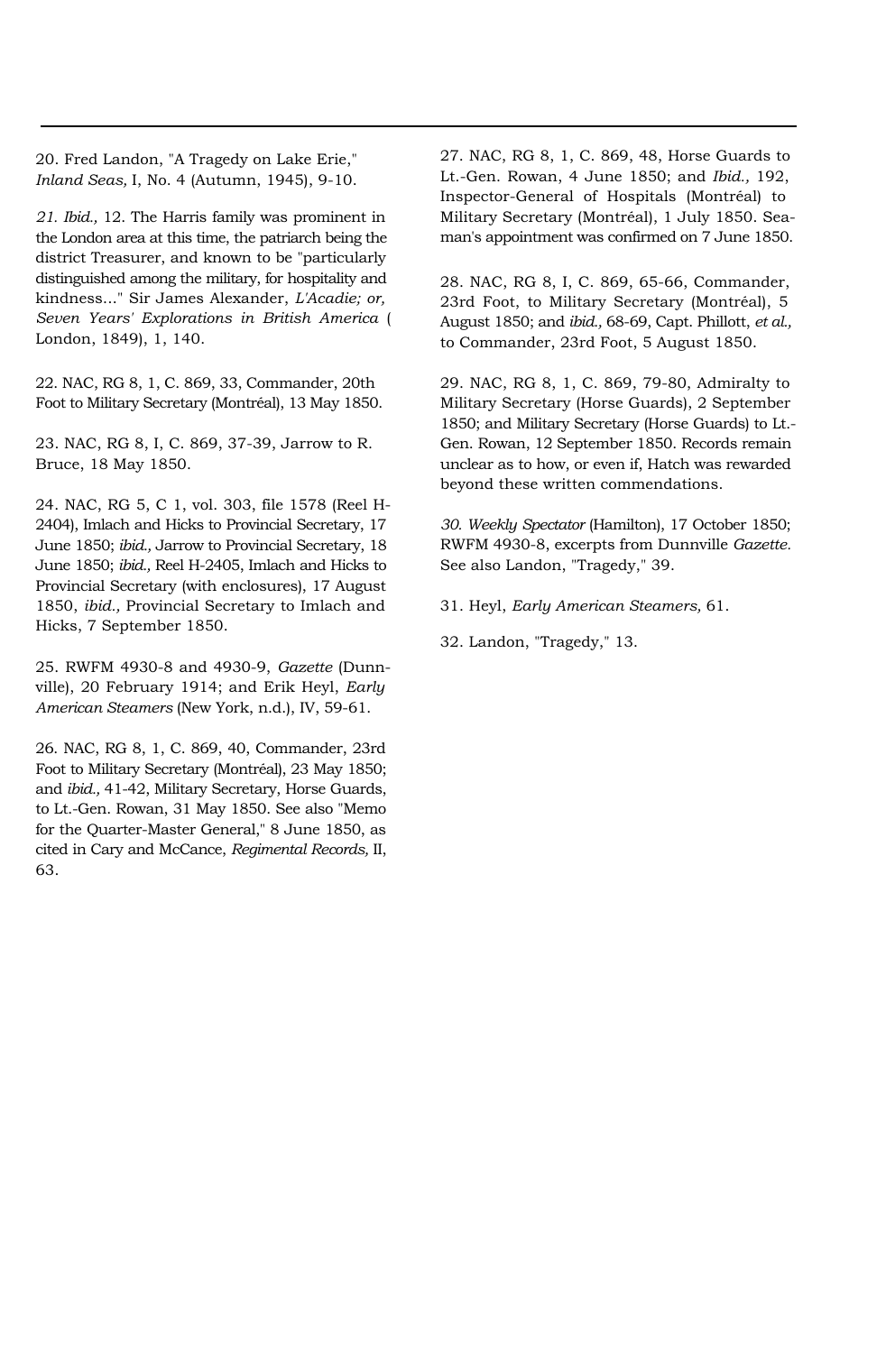20. Fred Landon, "A Tragedy on Lake Erie," *Inland Seas,* I, No. 4 (Autumn, 1945), 9-10.

*21. Ibid.,* 12. The Harris family was prominent in the London area at this time, the patriarch being the district Treasurer, and known to be "particularly distinguished among the military, for hospitality and kindness..." Sir James Alexander, *L'Acadie; or, Seven Years' Explorations in British America* ( London, 1849), 1, 140.

22. NAC, RG 8, 1, C. 869, 33, Commander, 20th Foot to Military Secretary (Montréal), 13 May 1850.

23. NAC, RG 8, I, C. 869, 37-39, Jarrow to R. Bruce, 18 May 1850.

24. NAC, RG 5, C 1, vol. 303, file 1578 (Reel H-2404), Imlach and Hicks to Provincial Secretary, 17 June 1850; *ibid.,* Jarrow to Provincial Secretary, 18 June 1850; *ibid.,* Reel H-2405, Imlach and Hicks to Provincial Secretary (with enclosures), 17 August 1850, *ibid.,* Provincial Secretary to Imlach and Hicks, 7 September 1850.

25. RWFM 4930-8 and 4930-9, *Gazette* (Dunnville), 20 February 1914; and Erik Heyl, *Early American Steamers* (New York, n.d.), IV, 59-61.

26. NAC, RG 8, 1, C. 869, 40, Commander, 23rd Foot to Military Secretary (Montréal), 23 May 1850; and *ibid.,* 41-42, Military Secretary, Horse Guards, to Lt.-Gen. Rowan, 31 May 1850. See also "Memo for the Quarter-Master General," 8 June 1850, as cited in Cary and McCance, *Regimental Records,* II, 63.

27. NAC, RG 8, 1, C. 869, 48, Horse Guards to Lt.-Gen. Rowan, 4 June 1850; and *Ibid.,* 192, Inspector-General of Hospitals (Montréal) to Military Secretary (Montréal), 1 July 1850. Seaman's appointment was confirmed on 7 June 1850.

28. NAC, RG 8, I, C. 869, 65-66, Commander, 23rd Foot, to Military Secretary (Montréal), 5 August 1850; and *ibid.,* 68-69, Capt. Phillott, *et al.,* to Commander, 23rd Foot, 5 August 1850.

29. NAC, RG 8, 1, C. 869, 79-80, Admiralty to Military Secretary (Horse Guards), 2 September 1850; and Military Secretary (Horse Guards) to Lt.-Gen. Rowan, 12 September 1850. Records remain unclear as to how, or even if, Hatch was rewarded beyond these written commendations.

*30. Weekly Spectator* (Hamilton), 17 October 1850; RWFM 4930-8, excerpts from Dunnville *Gazette.* See also Landon, "Tragedy," 39.

31. Heyl, *Early American Steamers,* 61.

32. Landon, "Tragedy," 13.